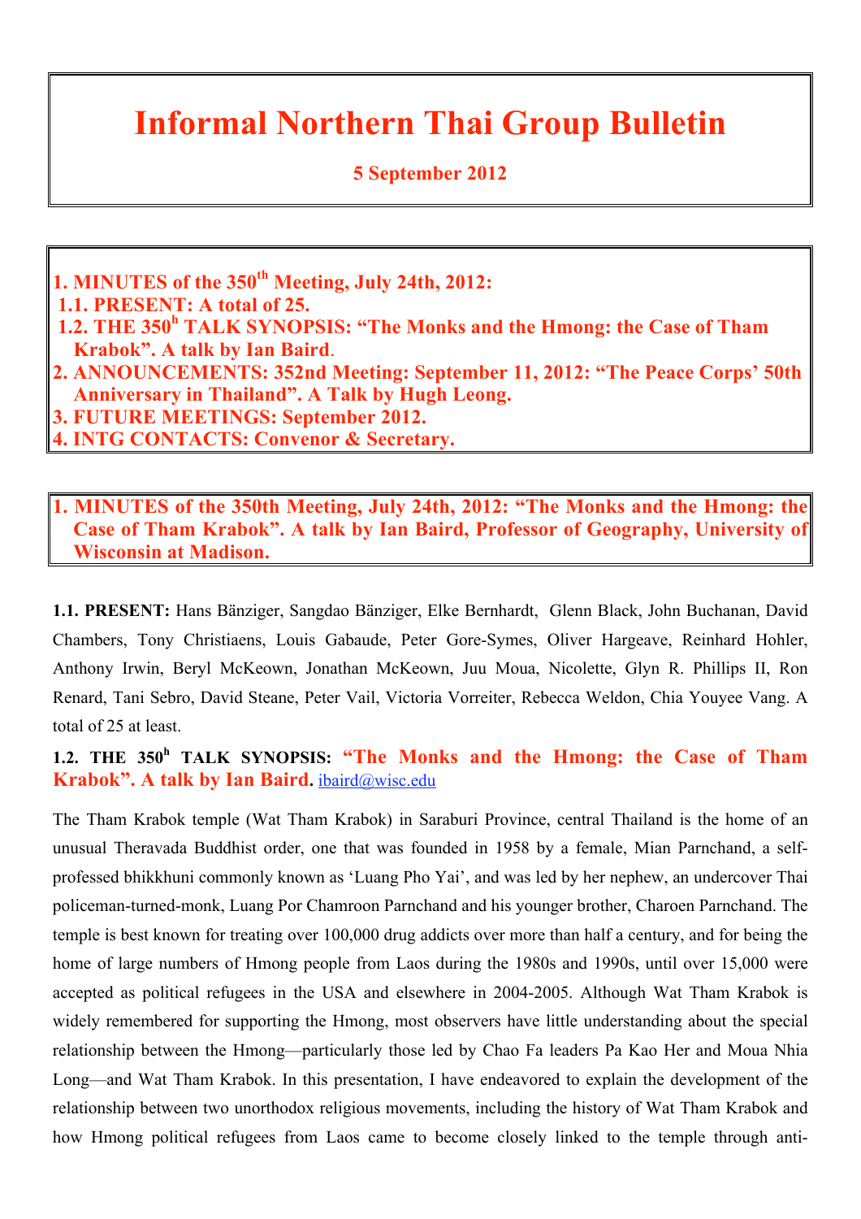# Informal Northern Thai Group Bulletin

**5 September 2012**

**1. MINUTES of the 350th Meeting, July 24th, 2012:**
**1.1. PRESENT: A total of 25.**
**1.2. THE 350h TALK SYNOPSIS: "The Monks and the Hmong: the Case of Tham Krabok". A talk by Ian Baird.**
**2. ANNOUNCEMENTS: 352nd Meeting: September 11, 2012: "The Peace Corps' 50th Anniversary in Thailand". A Talk by Hugh Leong.**
**3. FUTURE MEETINGS: September 2012.**
**4. INTG CONTACTS: Convenor & Secretary.**

## 1. MINUTES of the 350th Meeting, July 24th, 2012: "The Monks and the Hmong: the Case of Tham Krabok". A talk by Ian Baird, Professor of Geography, University of Wisconsin at Madison.

**1.1. PRESENT:** Hans Bänziger, Sangdao Bänziger, Elke Bernhardt, Glenn Black, John Buchanan, David Chambers, Tony Christiaens, Louis Gabaude, Peter Gore-Symes, Oliver Hargeave, Reinhard Hohler, Anthony Irwin, Beryl McKeown, Jonathan McKeown, Juu Moua, Nicolette, Glyn R. Phillips II, Ron Renard, Tani Sebro, David Steane, Peter Vail, Victoria Vorreiter, Rebecca Weldon, Chia Youyee Vang. A total of 25 at least.

**1.2. THE 350h TALK SYNOPSIS: "The Monks and the Hmong: the Case of Tham Krabok". A talk by Ian Baird.** ibaird@wisc.edu

The Tham Krabok temple (Wat Tham Krabok) in Saraburi Province, central Thailand is the home of an unusual Theravada Buddhist order, one that was founded in 1958 by a female, Mian Parnchand, a self-professed bhikkhuni commonly known as 'Luang Pho Yai', and was led by her nephew, an undercover Thai policeman-turned-monk, Luang Por Chamroon Parnchand and his younger brother, Charoen Parnchand. The temple is best known for treating over 100,000 drug addicts over more than half a century, and for being the home of large numbers of Hmong people from Laos during the 1980s and 1990s, until over 15,000 were accepted as political refugees in the USA and elsewhere in 2004-2005. Although Wat Tham Krabok is widely remembered for supporting the Hmong, most observers have little understanding about the special relationship between the Hmong—particularly those led by Chao Fa leaders Pa Kao Her and Moua Nhia Long—and Wat Tham Krabok. In this presentation, I have endeavored to explain the development of the relationship between two unorthodox religious movements, including the history of Wat Tham Krabok and how Hmong political refugees from Laos came to become closely linked to the temple through anti-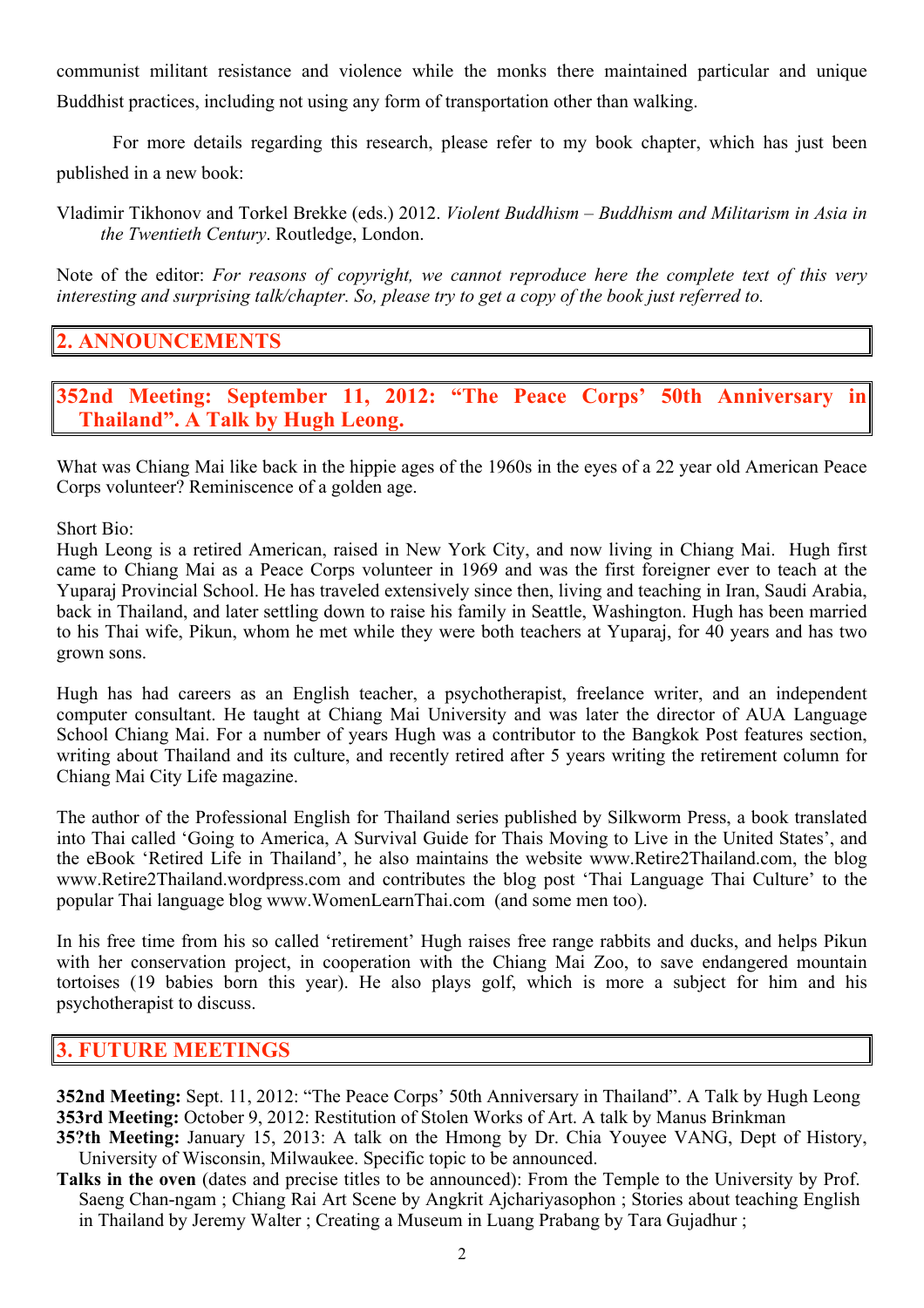communist militant resistance and violence while the monks there maintained particular and unique Buddhist practices, including not using any form of transportation other than walking.

For more details regarding this research, please refer to my book chapter, which has just been published in a new book:

Vladimir Tikhonov and Torkel Brekke (eds.) 2012. *Violent Buddhism – Buddhism and Militarism in Asia in the Twentieth Century*. Routledge, London.

Note of the editor: *For reasons of copyright, we cannot reproduce here the complete text of this very interesting and surprising talk/chapter. So, please try to get a copy of the book just referred to.*

## 2. ANNOUNCEMENTS

### 352nd Meeting: September 11, 2012: "The Peace Corps' 50th Anniversary in Thailand". A Talk by Hugh Leong.

What was Chiang Mai like back in the hippie ages of the 1960s in the eyes of a 22 year old American Peace Corps volunteer? Reminiscence of a golden age.

Short Bio:
Hugh Leong is a retired American, raised in New York City, and now living in Chiang Mai. Hugh first came to Chiang Mai as a Peace Corps volunteer in 1969 and was the first foreigner ever to teach at the Yuparaj Provincial School. He has traveled extensively since then, living and teaching in Iran, Saudi Arabia, back in Thailand, and later settling down to raise his family in Seattle, Washington. Hugh has been married to his Thai wife, Pikun, whom he met while they were both teachers at Yuparaj, for 40 years and has two grown sons.

Hugh has had careers as an English teacher, a psychotherapist, freelance writer, and an independent computer consultant. He taught at Chiang Mai University and was later the director of AUA Language School Chiang Mai. For a number of years Hugh was a contributor to the Bangkok Post features section, writing about Thailand and its culture, and recently retired after 5 years writing the retirement column for Chiang Mai City Life magazine.

The author of the Professional English for Thailand series published by Silkworm Press, a book translated into Thai called 'Going to America, A Survival Guide for Thais Moving to Live in the United States', and the eBook 'Retired Life in Thailand', he also maintains the website www.Retire2Thailand.com, the blog www.Retire2Thailand.wordpress.com and contributes the blog post 'Thai Language Thai Culture' to the popular Thai language blog www.WomenLearnThai.com (and some men too).

In his free time from his so called 'retirement' Hugh raises free range rabbits and ducks, and helps Pikun with her conservation project, in cooperation with the Chiang Mai Zoo, to save endangered mountain tortoises (19 babies born this year). He also plays golf, which is more a subject for him and his psychotherapist to discuss.

## 3. FUTURE MEETINGS

**352nd Meeting:** Sept. 11, 2012: "The Peace Corps' 50th Anniversary in Thailand". A Talk by Hugh Leong
**353rd Meeting:** October 9, 2012: Restitution of Stolen Works of Art. A talk by Manus Brinkman
**35?th Meeting:** January 15, 2013: A talk on the Hmong by Dr. Chia Youyee VANG, Dept of History, University of Wisconsin, Milwaukee. Specific topic to be announced.
**Talks in the oven** (dates and precise titles to be announced): From the Temple to the University by Prof. Saeng Chan-ngam ; Chiang Rai Art Scene by Angkrit Ajchariyasophon ; Stories about teaching English in Thailand by Jeremy Walter ; Creating a Museum in Luang Prabang by Tara Gujadhur ;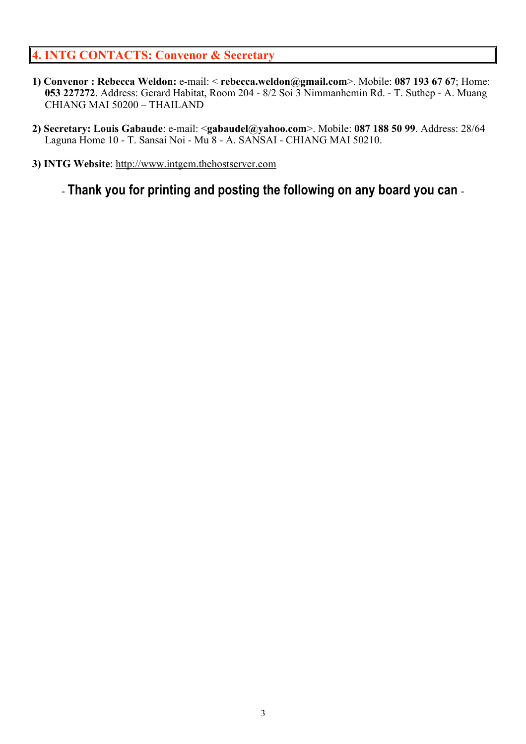## 4. INTG CONTACTS: Convenor & Secretary

1) **Convenor : Rebecca Weldon:** e-mail: < **rebecca.weldon@gmail.com**>. Mobile: **087 193 67 67**; Home: **053 227272**. Address: Gerard Habitat, Room 204 - 8/2 Soi 3 Nimmanhemin Rd. - T. Suthep - A. Muang CHIANG MAI 50200 – THAILAND

2) **Secretary: Louis Gabaude**: e-mail: <**gabaudel@yahoo.com**>. Mobile: **087 188 50 99**. Address: 28/64 Laguna Home 10 - T. Sansai Noi - Mu 8 - A. SANSAI - CHIANG MAI 50210.

3) **INTG Website**: http://www.intgcm.thehostserver.com

- **Thank you for printing and posting the following on any board you can** -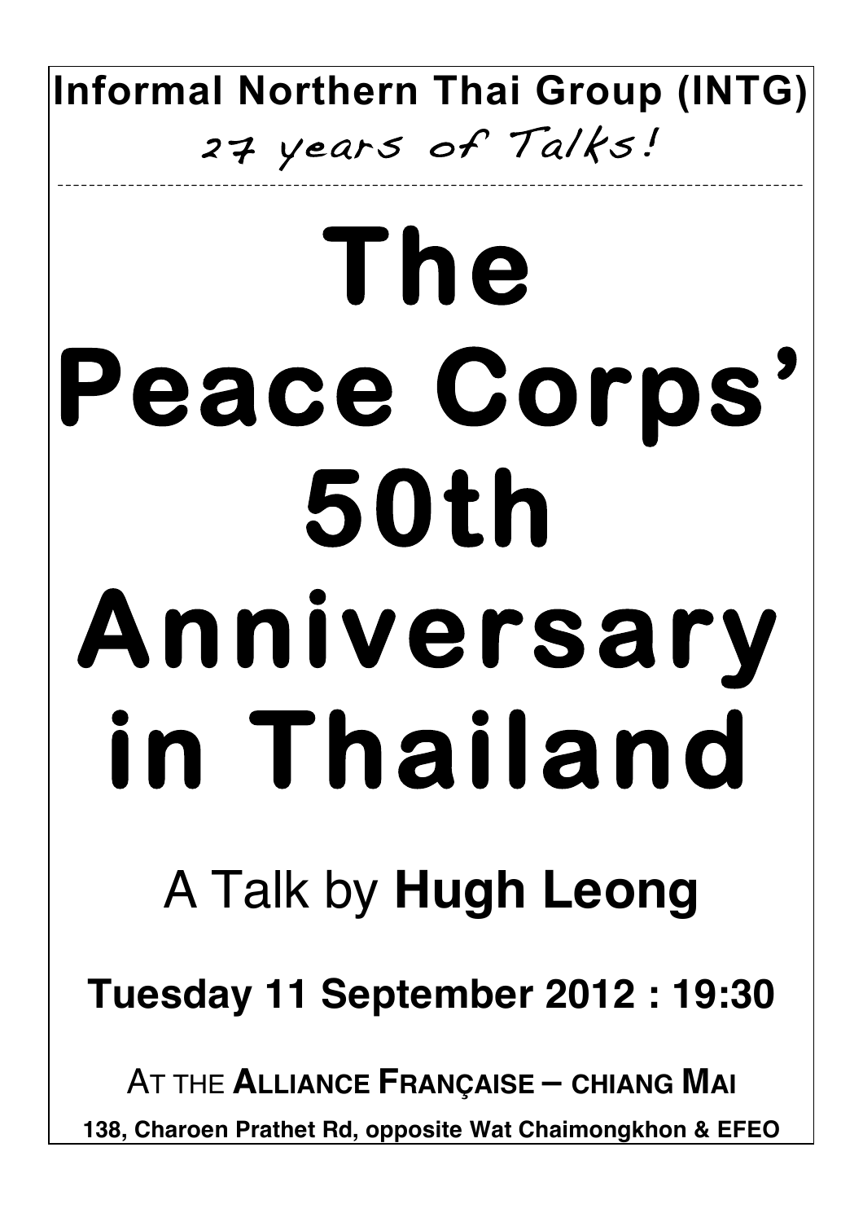**Informal Northern Thai Group (INTG)**

*27 years of Talks!*

---

# The Peace Corps' 50th Anniversary in Thailand

## A Talk by **Hugh Leong**

**Tuesday 11 September 2012 : 19:30**

AT THE **ALLIANCE FRANÇAISE – CHIANG MAI**

**138, Charoen Prathet Rd, opposite Wat Chaimongkhon & EFEO**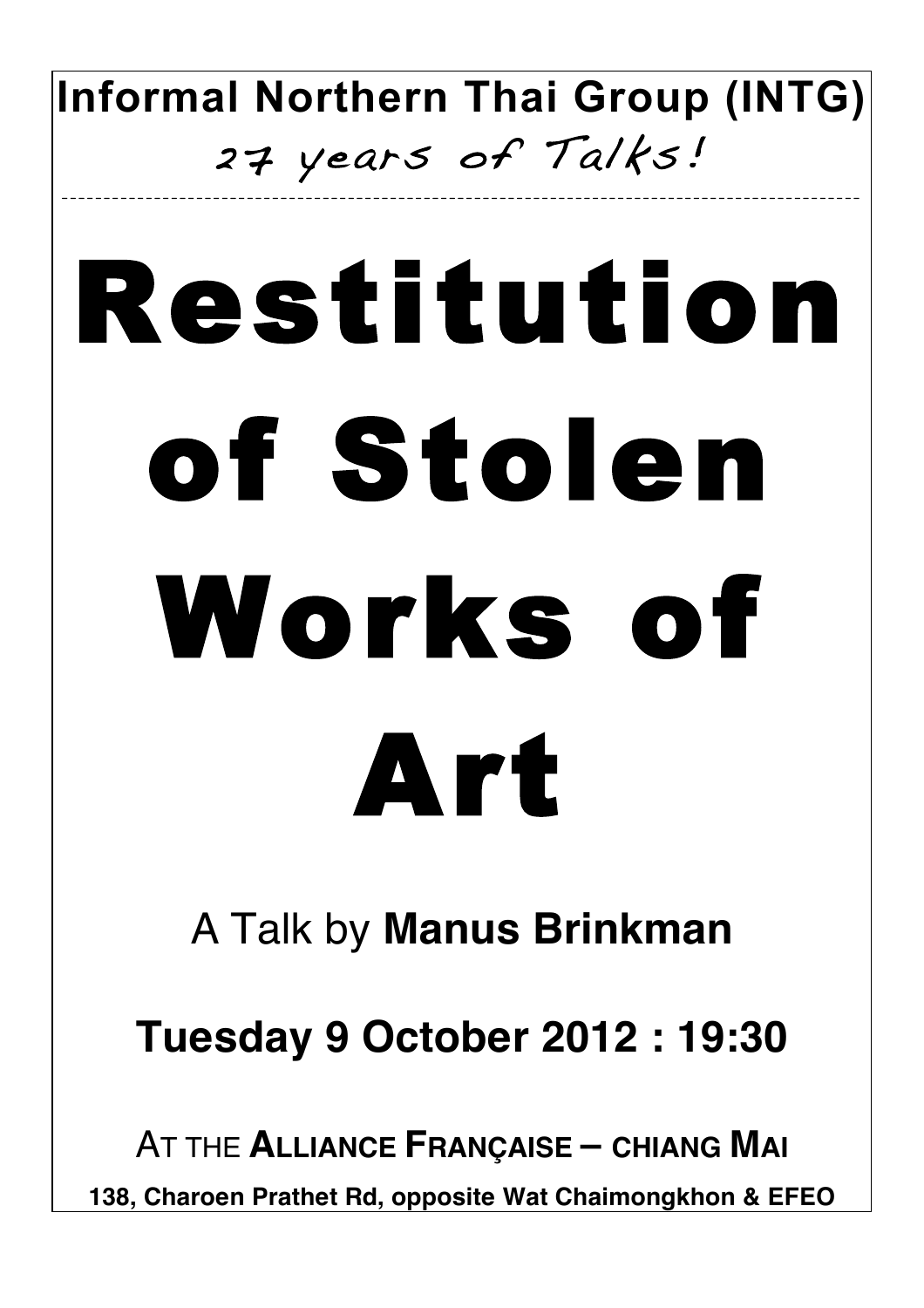**Informal Northern Thai Group (INTG)**

27 years of Talks!

---

# Restitution of Stolen Works of Art

A Talk by **Manus Brinkman**

**Tuesday 9 October 2012 : 19:30**

AT THE **ALLIANCE FRANÇAISE – CHIANG MAI**

**138, Charoen Prathet Rd, opposite Wat Chaimongkhon & EFEO**